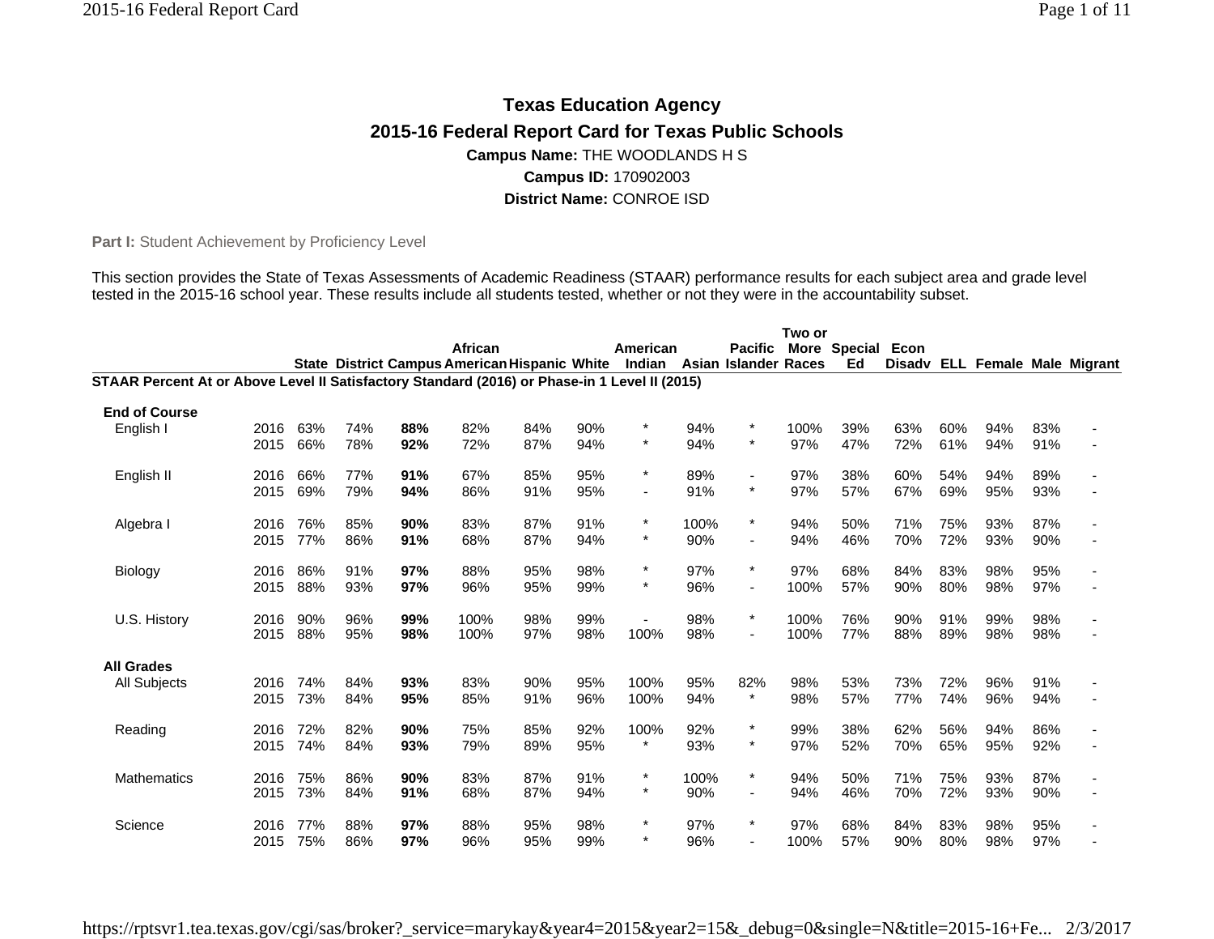## Texas Education Agency

## 2015-16 Federal Report Card for Texas Public Schools

**Campus Name:** THE WOODLANDS H S

**Campus ID:** 170902003

**District Name:** CONROE ISD

**Part I:** Student Achievement by Proficiency Level

This section provides the State of Texas Assessments of Academic Readiness (STAAR) performance results for each subject area and grade level tested in the 2015-16 school year. These results include all students tested, whether or not they were in the accountability subset.

| | | State | District | Campus | African American | Hispanic | White | American Indian | Asian | Pacific Islander | Two or More Races | Special Ed | Econ Disadv | ELL | Female | Male | Migrant |
|---|---|---|---|---|---|---|---|---|---|---|---|---|---|---|---|---|---|
| **STAAR Percent At or Above Level II Satisfactory Standard (2016) or Phase-in 1 Level II (2015)** | | | | | | | | | | | | | | | | | |
| **End of Course** | | | | | | | | | | | | | | | | | |
| English I | 2016 | 63% | 74% | **88%** | 82% | 84% | 90% | * | 94% | * | 100% | 39% | 63% | 60% | 94% | 83% | - |
| | 2015 | 66% | 78% | **92%** | 72% | 87% | 94% | * | 94% | * | 97% | 47% | 72% | 61% | 94% | 91% | - |
| English II | 2016 | 66% | 77% | **91%** | 67% | 85% | 95% | * | 89% | - | 97% | 38% | 60% | 54% | 94% | 89% | - |
| | 2015 | 69% | 79% | **94%** | 86% | 91% | 95% | - | 91% | * | 97% | 57% | 67% | 69% | 95% | 93% | - |
| Algebra I | 2016 | 76% | 85% | **90%** | 83% | 87% | 91% | * | 100% | * | 94% | 50% | 71% | 75% | 93% | 87% | - |
| | 2015 | 77% | 86% | **91%** | 68% | 87% | 94% | * | 90% | - | 94% | 46% | 70% | 72% | 93% | 90% | - |
| Biology | 2016 | 86% | 91% | **97%** | 88% | 95% | 98% | * | 97% | * | 97% | 68% | 84% | 83% | 98% | 95% | - |
| | 2015 | 88% | 93% | **97%** | 96% | 95% | 99% | * | 96% | - | 100% | 57% | 90% | 80% | 98% | 97% | - |
| U.S. History | 2016 | 90% | 96% | **99%** | 100% | 98% | 99% | - | 98% | * | 100% | 76% | 90% | 91% | 99% | 98% | - |
| | 2015 | 88% | 95% | **98%** | 100% | 97% | 98% | 100% | 98% | - | 100% | 77% | 88% | 89% | 98% | 98% | - |
| **All Grades** | | | | | | | | | | | | | | | | | |
| All Subjects | 2016 | 74% | 84% | **93%** | 83% | 90% | 95% | 100% | 95% | 82% | 98% | 53% | 73% | 72% | 96% | 91% | - |
| | 2015 | 73% | 84% | **95%** | 85% | 91% | 96% | 100% | 94% | * | 98% | 57% | 77% | 74% | 96% | 94% | - |
| Reading | 2016 | 72% | 82% | **90%** | 75% | 85% | 92% | 100% | 92% | * | 99% | 38% | 62% | 56% | 94% | 86% | - |
| | 2015 | 74% | 84% | **93%** | 79% | 89% | 95% | * | 93% | * | 97% | 52% | 70% | 65% | 95% | 92% | - |
| Mathematics | 2016 | 75% | 86% | **90%** | 83% | 87% | 91% | * | 100% | * | 94% | 50% | 71% | 75% | 93% | 87% | - |
| | 2015 | 73% | 84% | **91%** | 68% | 87% | 94% | * | 90% | - | 94% | 46% | 70% | 72% | 93% | 90% | - |
| Science | 2016 | 77% | 88% | **97%** | 88% | 95% | 98% | * | 97% | * | 97% | 68% | 84% | 83% | 98% | 95% | - |
| | 2015 | 75% | 86% | **97%** | 96% | 95% | 99% | * | 96% | - | 100% | 57% | 90% | 80% | 98% | 97% | - |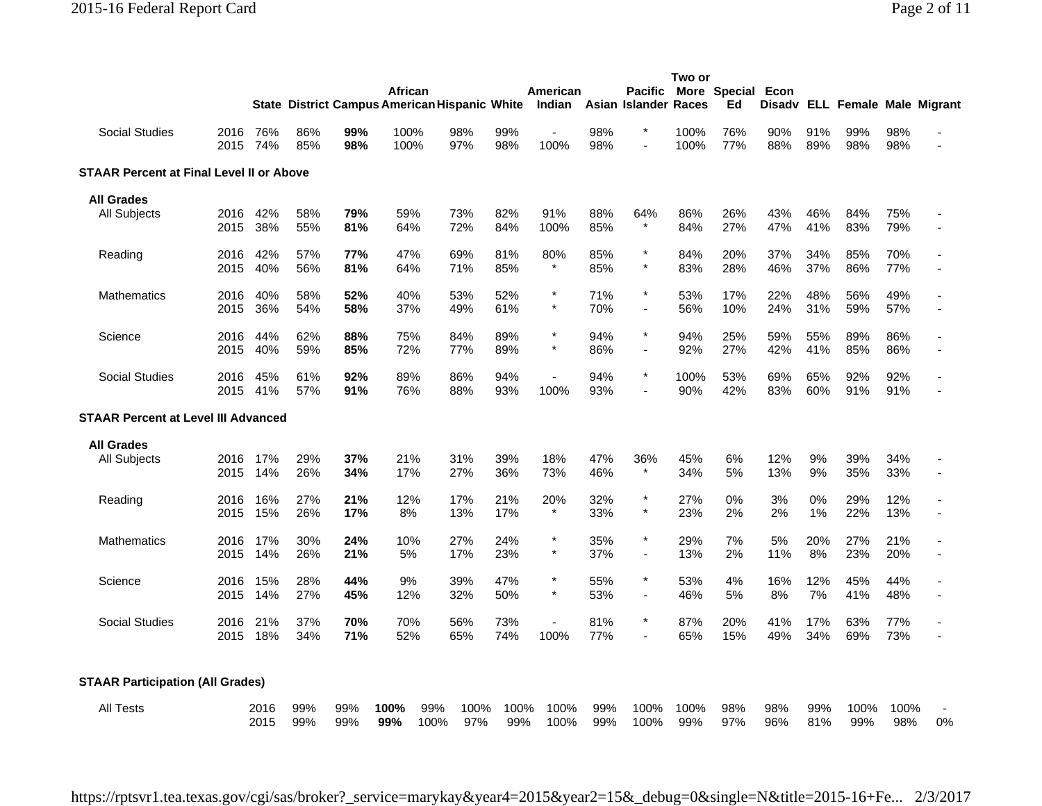| | | State | District | Campus | African American | Hispanic | White | American Indian | Asian | Pacific Islander | Two or More Races | Special Ed | Econ Disadv | ELL | Female | Male | Migrant |
|---|---|---|---|---|---|---|---|---|---|---|---|---|---|---|---|---|---|
| Social Studies | 2016 | 76% | 86% | **99%** | 100% | 98% | 99% | - | 98% | * | 100% | 76% | 90% | 91% | 99% | 98% | - |
| | 2015 | 74% | 85% | **98%** | 100% | 97% | 98% | 100% | 98% | - | 100% | 77% | 88% | 89% | 98% | 98% | - |
| **STAAR Percent at Final Level II or Above** | | | | | | | | | | | | | | | | | |
| **All Grades** | | | | | | | | | | | | | | | | | |
| All Subjects | 2016 | 42% | 58% | **79%** | 59% | 73% | 82% | 91% | 88% | 64% | 86% | 26% | 43% | 46% | 84% | 75% | - |
| | 2015 | 38% | 55% | **81%** | 64% | 72% | 84% | 100% | 85% | * | 84% | 27% | 47% | 41% | 83% | 79% | - |
| Reading | 2016 | 42% | 57% | **77%** | 47% | 69% | 81% | 80% | 85% | * | 84% | 20% | 37% | 34% | 85% | 70% | - |
| | 2015 | 40% | 56% | **81%** | 64% | 71% | 85% | * | 85% | * | 83% | 28% | 46% | 37% | 86% | 77% | - |
| Mathematics | 2016 | 40% | 58% | **52%** | 40% | 53% | 52% | * | 71% | * | 53% | 17% | 22% | 48% | 56% | 49% | - |
| | 2015 | 36% | 54% | **58%** | 37% | 49% | 61% | * | 70% | - | 56% | 10% | 24% | 31% | 59% | 57% | - |
| Science | 2016 | 44% | 62% | **88%** | 75% | 84% | 89% | * | 94% | * | 94% | 25% | 59% | 55% | 89% | 86% | - |
| | 2015 | 40% | 59% | **85%** | 72% | 77% | 89% | * | 86% | - | 92% | 27% | 42% | 41% | 85% | 86% | - |
| Social Studies | 2016 | 45% | 61% | **92%** | 89% | 86% | 94% | - | 94% | * | 100% | 53% | 69% | 65% | 92% | 92% | - |
| | 2015 | 41% | 57% | **91%** | 76% | 88% | 93% | 100% | 93% | - | 90% | 42% | 83% | 60% | 91% | 91% | - |
| **STAAR Percent at Level III Advanced** | | | | | | | | | | | | | | | | | |
| **All Grades** | | | | | | | | | | | | | | | | | |
| All Subjects | 2016 | 17% | 29% | **37%** | 21% | 31% | 39% | 18% | 47% | 36% | 45% | 6% | 12% | 9% | 39% | 34% | - |
| | 2015 | 14% | 26% | **34%** | 17% | 27% | 36% | 73% | 46% | * | 34% | 5% | 13% | 9% | 35% | 33% | - |
| Reading | 2016 | 16% | 27% | **21%** | 12% | 17% | 21% | 20% | 32% | * | 27% | 0% | 3% | 0% | 29% | 12% | - |
| | 2015 | 15% | 26% | **17%** | 8% | 13% | 17% | * | 33% | * | 23% | 2% | 2% | 1% | 22% | 13% | - |
| Mathematics | 2016 | 17% | 30% | **24%** | 10% | 27% | 24% | * | 35% | * | 29% | 7% | 5% | 20% | 27% | 21% | - |
| | 2015 | 14% | 26% | **21%** | 5% | 17% | 23% | * | 37% | - | 13% | 2% | 11% | 8% | 23% | 20% | - |
| Science | 2016 | 15% | 28% | **44%** | 9% | 39% | 47% | * | 55% | * | 53% | 4% | 16% | 12% | 45% | 44% | - |
| | 2015 | 14% | 27% | **45%** | 12% | 32% | 50% | * | 53% | - | 46% | 5% | 8% | 7% | 41% | 48% | - |
| Social Studies | 2016 | 21% | 37% | **70%** | 70% | 56% | 73% | - | 81% | * | 87% | 20% | 41% | 17% | 63% | 77% | - |
| | 2015 | 18% | 34% | **71%** | 52% | 65% | 74% | 100% | 77% | - | 65% | 15% | 49% | 34% | 69% | 73% | - |
| **STAAR Participation (All Grades)** | | | | | | | | | | | | | | | | | |
| All Tests | 2016 | 99% | 99% | **100%** | 99% | 100% | 100% | 100% | 99% | 100% | 100% | 98% | 98% | 99% | 100% | 100% | - |
| | 2015 | 99% | 99% | **99%** | 100% | 97% | 99% | 100% | 99% | 100% | 99% | 97% | 96% | 81% | 99% | 98% | 0% |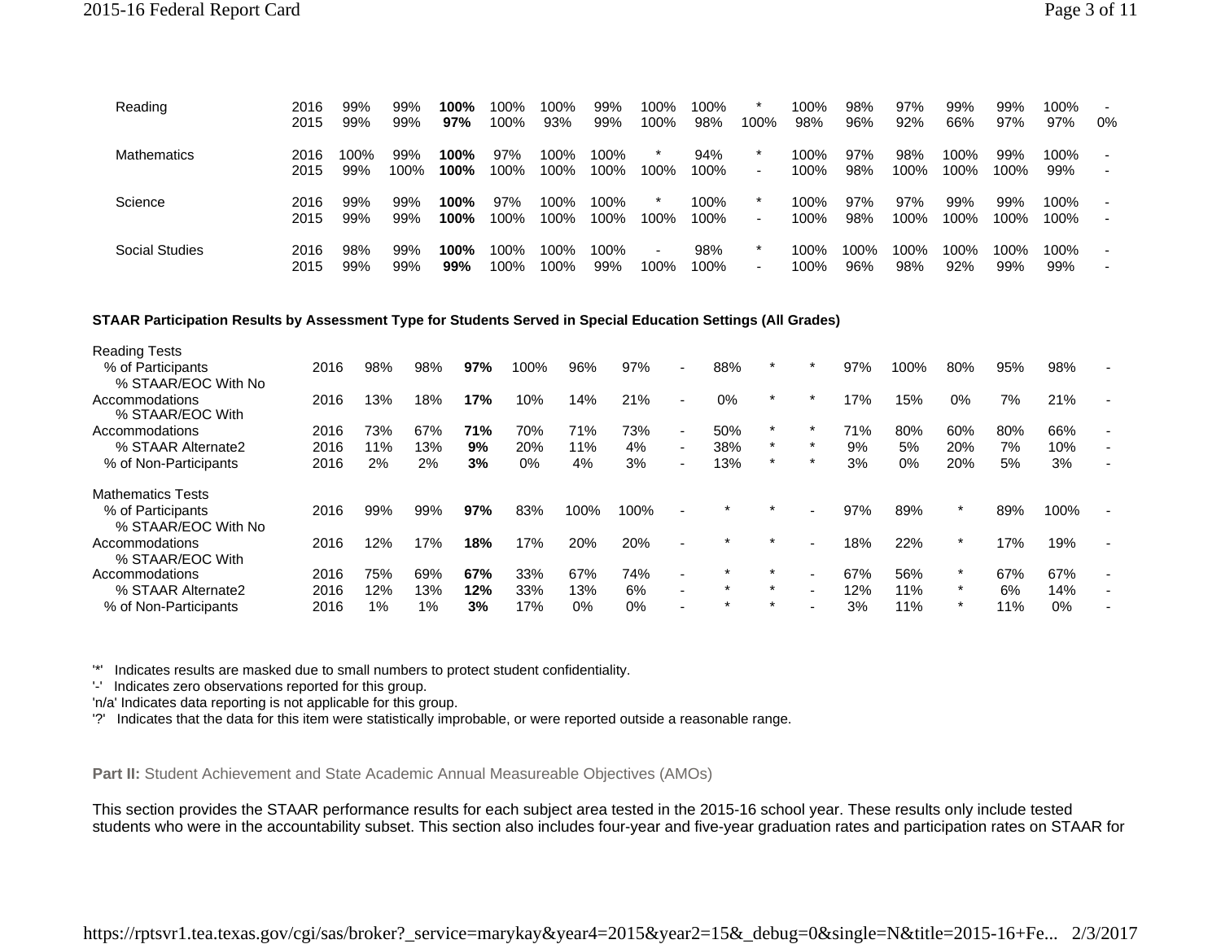| | | | | | | | | | | | | | | | | | |
|---|---|---|---|---|---|---|---|---|---|---|---|---|---|---|---|---|---|
| Reading | 2016 | 99% | 99% | **100%** | 100% | 100% | 99% | 100% | 100% | * | 100% | 98% | 97% | 99% | 99% | 100% | - |
| | 2015 | 99% | 99% | **97%** | 100% | 93% | 99% | 100% | 98% | 100% | 98% | 96% | 92% | 66% | 97% | 97% | 0% |
| Mathematics | 2016 | 100% | 99% | **100%** | 97% | 100% | 100% | * | 94% | * | 100% | 97% | 98% | 100% | 99% | 100% | - |
| | 2015 | 99% | 100% | **100%** | 100% | 100% | 100% | 100% | 100% | - | 100% | 98% | 100% | 100% | 100% | 99% | - |
| Science | 2016 | 99% | 99% | **100%** | 97% | 100% | 100% | * | 100% | * | 100% | 97% | 97% | 99% | 99% | 100% | - |
| | 2015 | 99% | 99% | **100%** | 100% | 100% | 100% | 100% | 100% | - | 100% | 98% | 100% | 100% | 100% | 100% | - |
| Social Studies | 2016 | 98% | 99% | **100%** | 100% | 100% | 100% | - | 98% | * | 100% | 100% | 100% | 100% | 100% | 100% | - |
| | 2015 | 99% | 99% | **99%** | 100% | 100% | 99% | 100% | 100% | - | 100% | 96% | 98% | 92% | 99% | 99% | - |

**STAAR Participation Results by Assessment Type for Students Served in Special Education Settings (All Grades)**

| | | | | | | | | | | | | | | | | | |
|---|---|---|---|---|---|---|---|---|---|---|---|---|---|---|---|---|---|
| Reading Tests | | | | | | | | | | | | | | | | | |
| % of Participants | 2016 | 98% | 98% | **97%** | 100% | 96% | 97% | - | 88% | * | * | 97% | 100% | 80% | 95% | 98% | - |
| % STAAR/EOC With No Accommodations | 2016 | 13% | 18% | **17%** | 10% | 14% | 21% | - | 0% | * | * | 17% | 15% | 0% | 7% | 21% | - |
| % STAAR/EOC With Accommodations | 2016 | 73% | 67% | **71%** | 70% | 71% | 73% | - | 50% | * | * | 71% | 80% | 60% | 80% | 66% | - |
| % STAAR Alternate2 | 2016 | 11% | 13% | **9%** | 20% | 11% | 4% | - | 38% | * | * | 9% | 5% | 20% | 7% | 10% | - |
| % of Non-Participants | 2016 | 2% | 2% | **3%** | 0% | 4% | 3% | - | 13% | * | * | 3% | 0% | 20% | 5% | 3% | - |
| Mathematics Tests | | | | | | | | | | | | | | | | | |
| % of Participants | 2016 | 99% | 99% | **97%** | 83% | 100% | 100% | - | * | * | - | 97% | 89% | * | 89% | 100% | - |
| % STAAR/EOC With No Accommodations | 2016 | 12% | 17% | **18%** | 17% | 20% | 20% | - | * | * | - | 18% | 22% | * | 17% | 19% | - |
| % STAAR/EOC With Accommodations | 2016 | 75% | 69% | **67%** | 33% | 67% | 74% | - | * | * | - | 67% | 56% | * | 67% | 67% | - |
| % STAAR Alternate2 | 2016 | 12% | 13% | **12%** | 33% | 13% | 6% | - | * | * | - | 12% | 11% | * | 6% | 14% | - |
| % of Non-Participants | 2016 | 1% | 1% | **3%** | 17% | 0% | 0% | - | * | * | - | 3% | 11% | * | 11% | 0% | - |

'*' Indicates results are masked due to small numbers to protect student confidentiality.
'-' Indicates zero observations reported for this group.
'n/a' Indicates data reporting is not applicable for this group.
'?' Indicates that the data for this item were statistically improbable, or were reported outside a reasonable range.

**Part II:** Student Achievement and State Academic Annual Measureable Objectives (AMOs)

This section provides the STAAR performance results for each subject area tested in the 2015-16 school year. These results only include tested students who were in the accountability subset. This section also includes four-year and five-year graduation rates and participation rates on STAAR for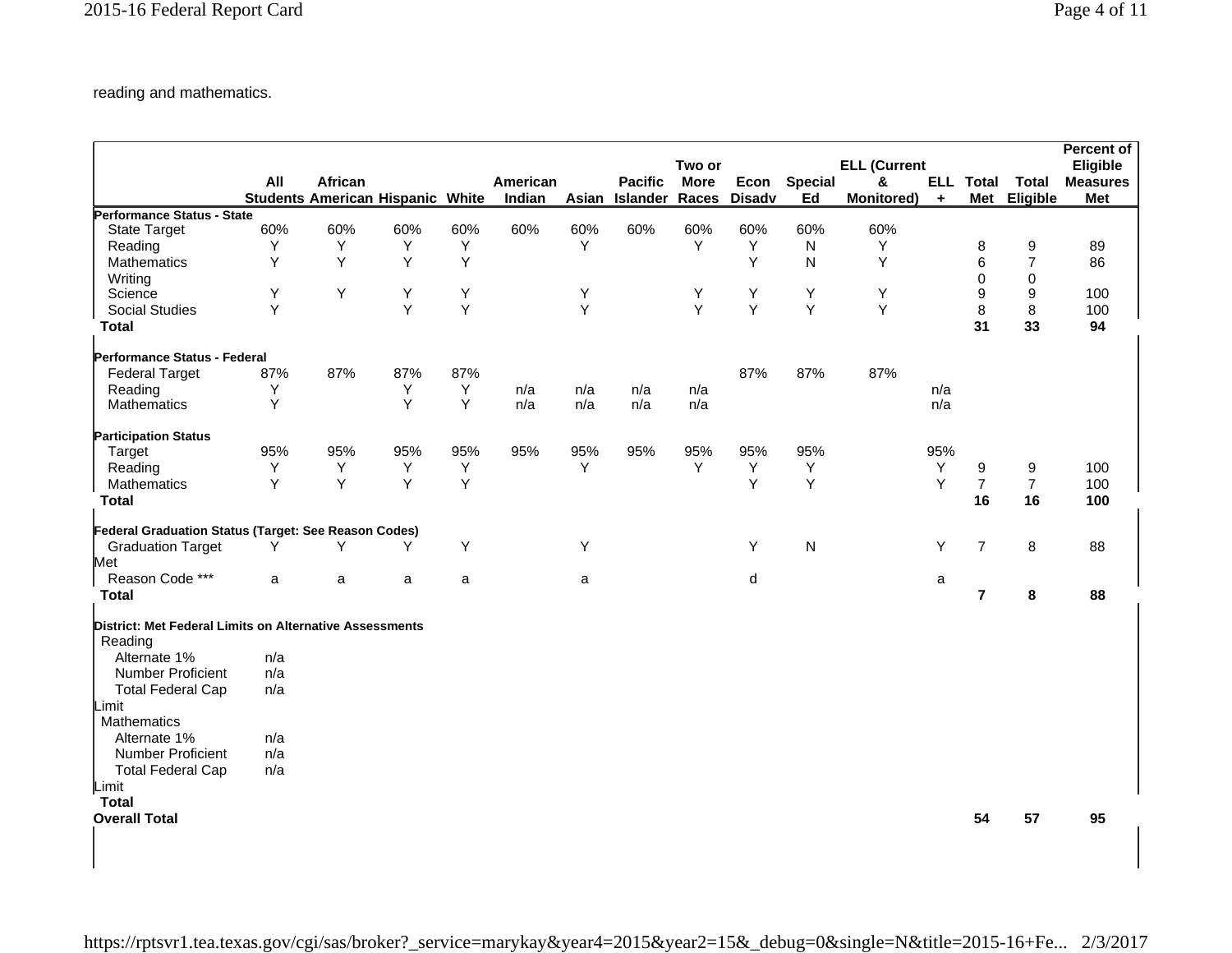reading and mathematics.

| | All Students | African American | Hispanic | White | American Indian | Asian | Pacific Islander | Two or More Races | Econ Disadv | Special Ed | ELL (Current & Monitored) | ELL + | Total Met | Total Eligible | Percent of Eligible Measures Met |
|---|---|---|---|---|---|---|---|---|---|---|---|---|---|---|---|
| **Performance Status - State** | | | | | | | | | | | | | | | |
| State Target | 60% | 60% | 60% | 60% | 60% | 60% | 60% | 60% | 60% | 60% | 60% | | | | |
| Reading | Y | Y | Y | Y | | Y | | Y | Y | N | Y | | 8 | 9 | 89 |
| Mathematics | Y | Y | Y | Y | | | | | Y | N | Y | | 6 | 7 | 86 |
| Writing | | | | | | | | | | | | | 0 | 0 | |
| Science | Y | Y | Y | Y | | Y | | Y | Y | Y | Y | | 9 | 9 | 100 |
| Social Studies | Y | | Y | Y | | Y | | Y | Y | Y | Y | | 8 | 8 | 100 |
| **Total** | | | | | | | | | | | | | **31** | **33** | **94** |
| **Performance Status - Federal** | | | | | | | | | | | | | | | |
| Federal Target | 87% | 87% | 87% | 87% | | | | | 87% | 87% | 87% | | | | |
| Reading | Y | | Y | Y | n/a | n/a | n/a | n/a | | | | n/a | | | |
| Mathematics | Y | | Y | Y | n/a | n/a | n/a | n/a | | | | n/a | | | |
| **Participation Status** | | | | | | | | | | | | | | | |
| Target | 95% | 95% | 95% | 95% | 95% | 95% | 95% | 95% | 95% | 95% | | 95% | | | |
| Reading | Y | Y | Y | Y | | Y | | Y | Y | Y | | Y | 9 | 9 | 100 |
| Mathematics | Y | Y | Y | Y | | | | | Y | Y | | Y | 7 | 7 | 100 |
| **Total** | | | | | | | | | | | | | **16** | **16** | **100** |
| **Federal Graduation Status (Target: See Reason Codes)** | | | | | | | | | | | | | | | |
| Graduation Target Met | Y | Y | Y | Y | | Y | | | Y | N | | Y | 7 | 8 | 88 |
| Reason Code *** | a | a | a | a | | a | | | d | | | a | | | |
| **Total** | | | | | | | | | | | | | **7** | **8** | **88** |
| **District: Met Federal Limits on Alternative Assessments** | | | | | | | | | | | | | | | |
| Reading | | | | | | | | | | | | | | | |
| Alternate 1% | n/a | | | | | | | | | | | | | | |
| Number Proficient | n/a | | | | | | | | | | | | | | |
| Total Federal Cap Limit | n/a | | | | | | | | | | | | | | |
| Mathematics | | | | | | | | | | | | | | | |
| Alternate 1% | n/a | | | | | | | | | | | | | | |
| Number Proficient | n/a | | | | | | | | | | | | | | |
| Total Federal Cap Limit | n/a | | | | | | | | | | | | | | |
| **Total** | | | | | | | | | | | | | | | |
| **Overall Total** | | | | | | | | | | | | | **54** | **57** | **95** |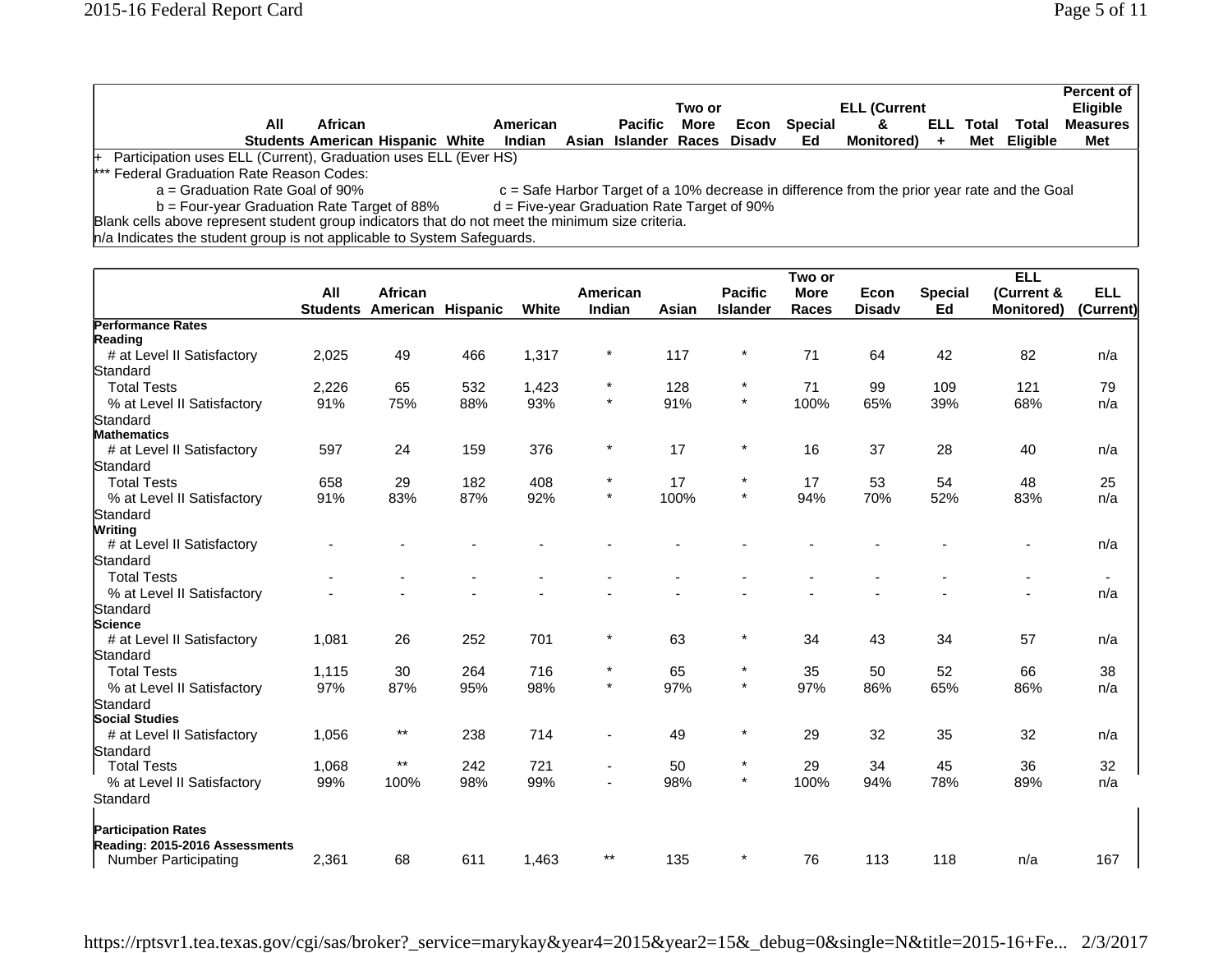| | All Students | African American | Hispanic | White | American Indian | Asian | Pacific Islander | Two or More Races | Econ Disadv | Special Ed | ELL (Current & Monitored) | ELL + | Total Met | Total Eligible | Percent of Eligible Measures Met |
|---|---|---|---|---|---|---|---|---|---|---|---|---|---|---|---|

+ Participation uses ELL (Current), Graduation uses ELL (Ever HS)

*** Federal Graduation Rate Reason Codes:

a = Graduation Rate Goal of 90%
c = Safe Harbor Target of a 10% decrease in difference from the prior year rate and the Goal
b = Four-year Graduation Rate Target of 88%
d = Five-year Graduation Rate Target of 90%

Blank cells above represent student group indicators that do not meet the minimum size criteria.

n/a Indicates the student group is not applicable to System Safeguards.

| | All Students | African American | Hispanic | White | American Indian | Asian | Pacific Islander | Two or More Races | Econ Disadv | Special Ed | ELL (Current & Monitored) | ELL (Current) |
|---|---|---|---|---|---|---|---|---|---|---|---|---|
| **Performance Rates** | | | | | | | | | | | | |
| **Reading** | | | | | | | | | | | | |
| # at Level II Satisfactory Standard | 2,025 | 49 | 466 | 1,317 | * | 117 | * | 71 | 64 | 42 | 82 | n/a |
| Total Tests | 2,226 | 65 | 532 | 1,423 | * | 128 | * | 71 | 99 | 109 | 121 | 79 |
| % at Level II Satisfactory Standard | 91% | 75% | 88% | 93% | * | 91% | * | 100% | 65% | 39% | 68% | n/a |
| **Mathematics** | | | | | | | | | | | | |
| # at Level II Satisfactory Standard | 597 | 24 | 159 | 376 | * | 17 | * | 16 | 37 | 28 | 40 | n/a |
| Total Tests | 658 | 29 | 182 | 408 | * | 17 | * | 17 | 53 | 54 | 48 | 25 |
| % at Level II Satisfactory Standard | 91% | 83% | 87% | 92% | * | 100% | * | 94% | 70% | 52% | 83% | n/a |
| **Writing** | | | | | | | | | | | | |
| # at Level II Satisfactory Standard | - | - | - | - | - | - | - | - | - | - | - | n/a |
| Total Tests | - | - | - | - | - | - | - | - | - | - | - | - |
| % at Level II Satisfactory Standard | - | - | - | - | - | - | - | - | - | - | - | n/a |
| **Science** | | | | | | | | | | | | |
| # at Level II Satisfactory Standard | 1,081 | 26 | 252 | 701 | * | 63 | * | 34 | 43 | 34 | 57 | n/a |
| Total Tests | 1,115 | 30 | 264 | 716 | * | 65 | * | 35 | 50 | 52 | 66 | 38 |
| % at Level II Satisfactory Standard | 97% | 87% | 95% | 98% | * | 97% | * | 97% | 86% | 65% | 86% | n/a |
| **Social Studies** | | | | | | | | | | | | |
| # at Level II Satisfactory Standard | 1,056 | ** | 238 | 714 | - | 49 | * | 29 | 32 | 35 | 32 | n/a |
| Total Tests | 1,068 | ** | 242 | 721 | - | 50 | * | 29 | 34 | 45 | 36 | 32 |
| % at Level II Satisfactory Standard | 99% | 100% | 98% | 99% | - | 98% | * | 100% | 94% | 78% | 89% | n/a |
| **Participation Rates** | | | | | | | | | | | | |
| **Reading: 2015-2016 Assessments** | | | | | | | | | | | | |
| Number Participating | 2,361 | 68 | 611 | 1,463 | ** | 135 | * | 76 | 113 | 118 | n/a | 167 |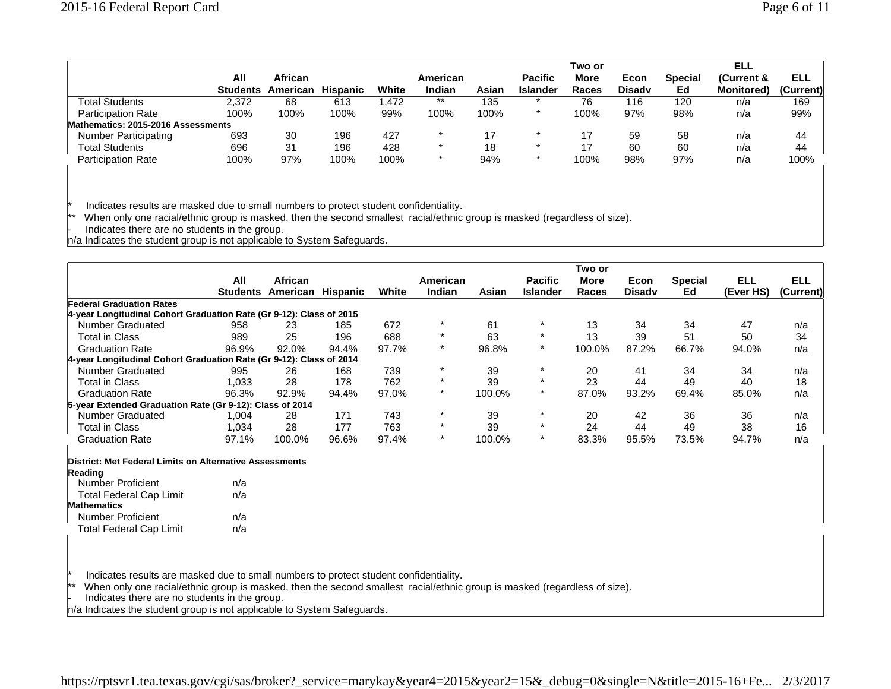| | All Students | African American | Hispanic | White | American Indian | Asian | Pacific Islander | Two or More Races | Econ Disadv | Special Ed | ELL (Current & Monitored) | ELL (Current) |
|---|---|---|---|---|---|---|---|---|---|---|---|---|
| Total Students | 2,372 | 68 | 613 | 1,472 | ** | 135 | * | 76 | 116 | 120 | n/a | 169 |
| Participation Rate | 100% | 100% | 100% | 99% | 100% | 100% | * | 100% | 97% | 98% | n/a | 99% |
| **Mathematics: 2015-2016 Assessments** | | | | | | | | | | | | |
| Number Participating | 693 | 30 | 196 | 427 | * | 17 | * | 17 | 59 | 58 | n/a | 44 |
| Total Students | 696 | 31 | 196 | 428 | * | 18 | * | 17 | 60 | 60 | n/a | 44 |
| Participation Rate | 100% | 97% | 100% | 100% | * | 94% | * | 100% | 98% | 97% | n/a | 100% |

\* Indicates results are masked due to small numbers to protect student confidentiality.
** When only one racial/ethnic group is masked, then the second smallest racial/ethnic group is masked (regardless of size).
\- Indicates there are no students in the group.
n/a Indicates the student group is not applicable to System Safeguards.

| | All Students | African American | Hispanic | White | American Indian | Asian | Pacific Islander | Two or More Races | Econ Disadv | Special Ed | ELL (Ever HS) | ELL (Current) |
|---|---|---|---|---|---|---|---|---|---|---|---|---|
| **Federal Graduation Rates** | | | | | | | | | | | | |
| **4-year Longitudinal Cohort Graduation Rate (Gr 9-12): Class of 2015** | | | | | | | | | | | | |
| Number Graduated | 958 | 23 | 185 | 672 | * | 61 | * | 13 | 34 | 34 | 47 | n/a |
| Total in Class | 989 | 25 | 196 | 688 | * | 63 | * | 13 | 39 | 51 | 50 | 34 |
| Graduation Rate | 96.9% | 92.0% | 94.4% | 97.7% | * | 96.8% | * | 100.0% | 87.2% | 66.7% | 94.0% | n/a |
| **4-year Longitudinal Cohort Graduation Rate (Gr 9-12): Class of 2014** | | | | | | | | | | | | |
| Number Graduated | 995 | 26 | 168 | 739 | * | 39 | * | 20 | 41 | 34 | 34 | n/a |
| Total in Class | 1,033 | 28 | 178 | 762 | * | 39 | * | 23 | 44 | 49 | 40 | 18 |
| Graduation Rate | 96.3% | 92.9% | 94.4% | 97.0% | * | 100.0% | * | 87.0% | 93.2% | 69.4% | 85.0% | n/a |
| **5-year Extended Graduation Rate (Gr 9-12): Class of 2014** | | | | | | | | | | | | |
| Number Graduated | 1,004 | 28 | 171 | 743 | * | 39 | * | 20 | 42 | 36 | 36 | n/a |
| Total in Class | 1,034 | 28 | 177 | 763 | * | 39 | * | 24 | 44 | 49 | 38 | 16 |
| Graduation Rate | 97.1% | 100.0% | 96.6% | 97.4% | * | 100.0% | * | 83.3% | 95.5% | 73.5% | 94.7% | n/a |
| **District: Met Federal Limits on Alternative Assessments** | | | | | | | | | | | | |
| **Reading** | | | | | | | | | | | | |
| Number Proficient | n/a | | | | | | | | | | | |
| Total Federal Cap Limit | n/a | | | | | | | | | | | |
| **Mathematics** | | | | | | | | | | | | |
| Number Proficient | n/a | | | | | | | | | | | |
| Total Federal Cap Limit | n/a | | | | | | | | | | | |

\* Indicates results are masked due to small numbers to protect student confidentiality.
** When only one racial/ethnic group is masked, then the second smallest racial/ethnic group is masked (regardless of size).
\- Indicates there are no students in the group.
n/a Indicates the student group is not applicable to System Safeguards.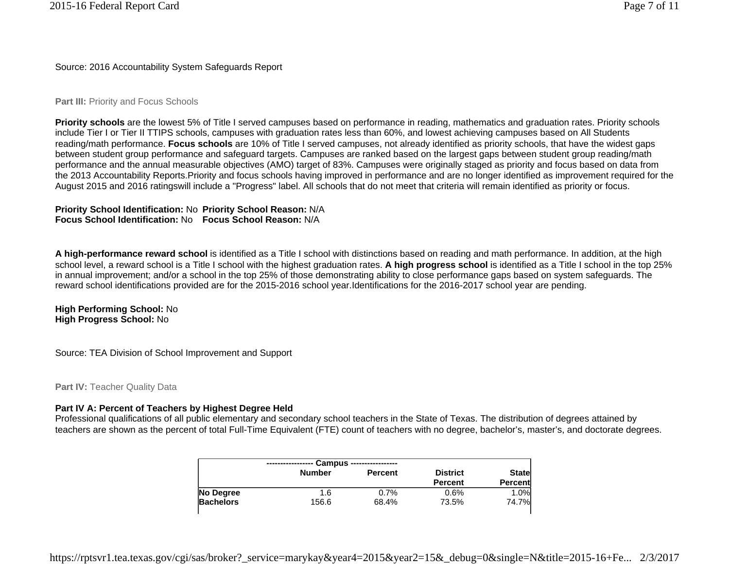Source: 2016 Accountability System Safeguards Report

**Part III:** Priority and Focus Schools

**Priority schools** are the lowest 5% of Title I served campuses based on performance in reading, mathematics and graduation rates. Priority schools include Tier I or Tier II TTIPS schools, campuses with graduation rates less than 60%, and lowest achieving campuses based on All Students reading/math performance. **Focus schools** are 10% of Title I served campuses, not already identified as priority schools, that have the widest gaps between student group performance and safeguard targets. Campuses are ranked based on the largest gaps between student group reading/math performance and the annual measurable objectives (AMO) target of 83%. Campuses were originally staged as priority and focus based on data from the 2013 Accountability Reports.Priority and focus schools having improved in performance and are no longer identified as improvement required for the August 2015 and 2016 ratingswill include a "Progress" label. All schools that do not meet that criteria will remain identified as priority or focus.

**Priority School Identification:** No **Priority School Reason:** N/A
**Focus School Identification:** No **Focus School Reason:** N/A

**A high-performance reward school** is identified as a Title I school with distinctions based on reading and math performance. In addition, at the high school level, a reward school is a Title I school with the highest graduation rates. **A high progress school** is identified as a Title I school in the top 25% in annual improvement; and/or a school in the top 25% of those demonstrating ability to close performance gaps based on system safeguards. The reward school identifications provided are for the 2015-2016 school year.Identifications for the 2016-2017 school year are pending.

**High Performing School:** No
**High Progress School:** No

Source: TEA Division of School Improvement and Support

**Part IV:** Teacher Quality Data

**Part IV A: Percent of Teachers by Highest Degree Held**

Professional qualifications of all public elementary and secondary school teachers in the State of Texas. The distribution of degrees attained by teachers are shown as the percent of total Full-Time Equivalent (FTE) count of teachers with no degree, bachelor's, master's, and doctorate degrees.

| | Campus | | | |
|---|---|---|---|---|
| | Number | Percent | District Percent | State Percent |
| **No Degree** | 1.6 | 0.7% | 0.6% | 1.0% |
| **Bachelors** | 156.6 | 68.4% | 73.5% | 74.7% |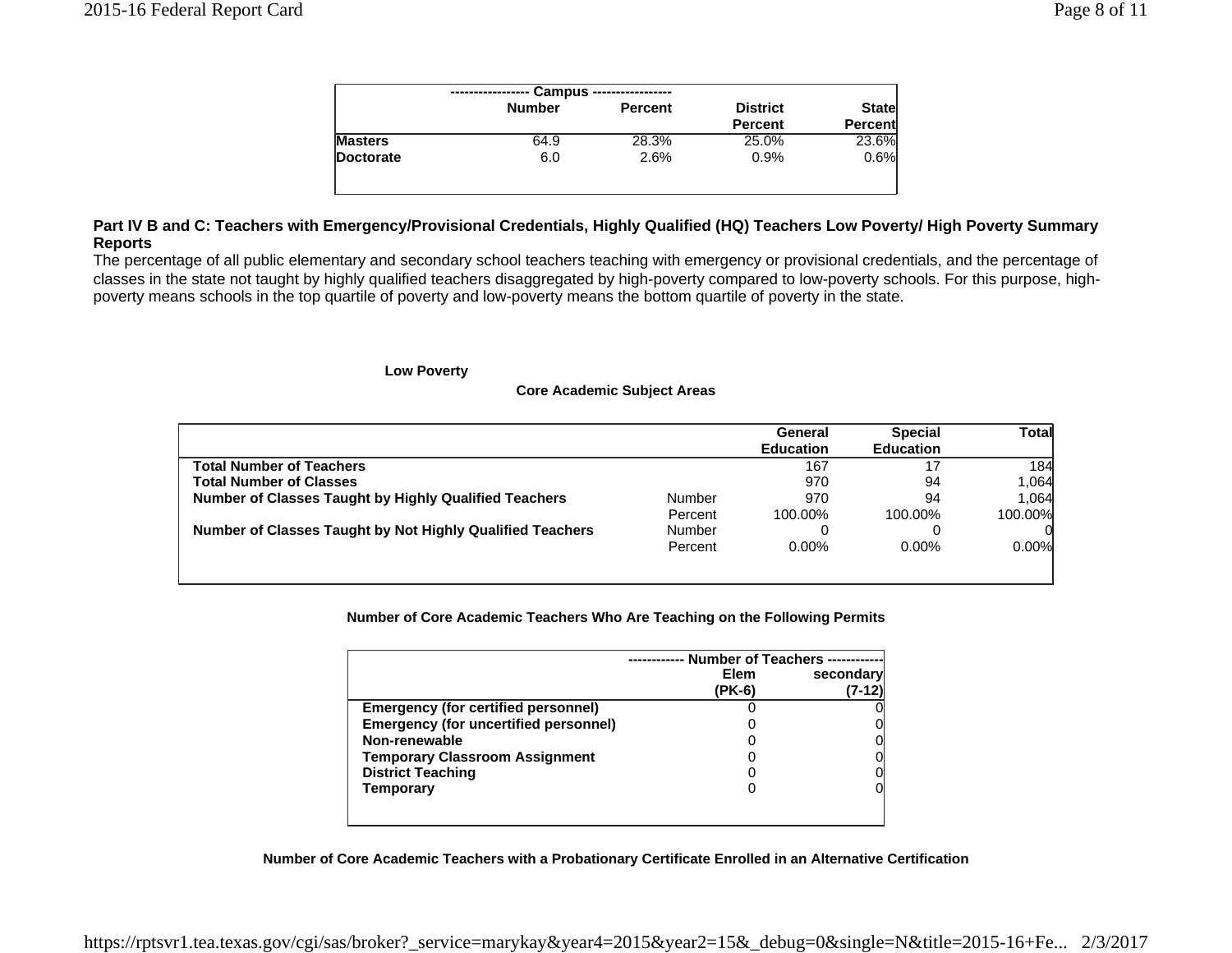| | Campus | | District | State |
|---|---|---|---|---|
| | Number | Percent | Percent | Percent |
| **Masters** | 64.9 | 28.3% | 25.0% | 23.6% |
| **Doctorate** | 6.0 | 2.6% | 0.9% | 0.6% |

**Part IV B and C: Teachers with Emergency/Provisional Credentials, Highly Qualified (HQ) Teachers Low Poverty/ High Poverty Summary Reports**

The percentage of all public elementary and secondary school teachers teaching with emergency or provisional credentials, and the percentage of classes in the state not taught by highly qualified teachers disaggregated by high-poverty compared to low-poverty schools. For this purpose, high-poverty means schools in the top quartile of poverty and low-poverty means the bottom quartile of poverty in the state.

**Low Poverty**

**Core Academic Subject Areas**

| | | General Education | Special Education | Total |
|---|---|---|---|---|
| **Total Number of Teachers** | | 167 | 17 | 184 |
| **Total Number of Classes** | | 970 | 94 | 1,064 |
| **Number of Classes Taught by Highly Qualified Teachers** | Number | 970 | 94 | 1,064 |
| | Percent | 100.00% | 100.00% | 100.00% |
| **Number of Classes Taught by Not Highly Qualified Teachers** | Number | 0 | 0 | 0 |
| | Percent | 0.00% | 0.00% | 0.00% |

**Number of Core Academic Teachers Who Are Teaching on the Following Permits**

| | Number of Teachers | |
|---|---|---|
| | Elem (PK-6) | secondary (7-12) |
| **Emergency (for certified personnel)** | 0 | 0 |
| **Emergency (for uncertified personnel)** | 0 | 0 |
| **Non-renewable** | 0 | 0 |
| **Temporary Classroom Assignment** | 0 | 0 |
| **District Teaching** | 0 | 0 |
| **Temporary** | 0 | 0 |

**Number of Core Academic Teachers with a Probationary Certificate Enrolled in an Alternative Certification**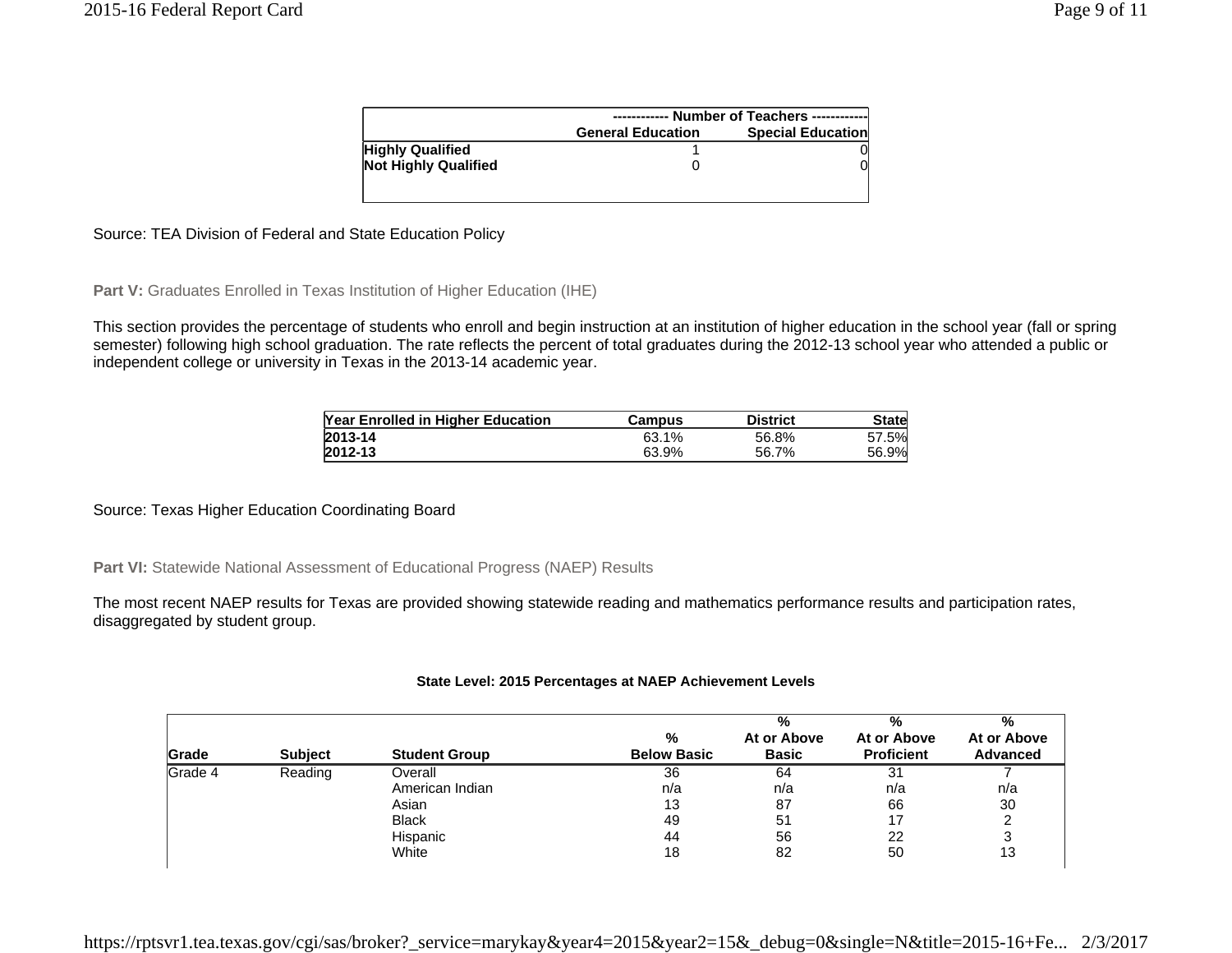| | ------------ Number of Teachers ------------ | |
|---|---|---|
| | General Education | Special Education |
| Highly Qualified | 1 | 0 |
| Not Highly Qualified | 0 | 0 |

Source: TEA Division of Federal and State Education Policy

**Part V:** Graduates Enrolled in Texas Institution of Higher Education (IHE)

This section provides the percentage of students who enroll and begin instruction at an institution of higher education in the school year (fall or spring semester) following high school graduation. The rate reflects the percent of total graduates during the 2012-13 school year who attended a public or independent college or university in Texas in the 2013-14 academic year.

| Year Enrolled in Higher Education | Campus | District | State |
|---|---|---|---|
| 2013-14 | 63.1% | 56.8% | 57.5% |
| 2012-13 | 63.9% | 56.7% | 56.9% |

Source: Texas Higher Education Coordinating Board

**Part VI:** Statewide National Assessment of Educational Progress (NAEP) Results

The most recent NAEP results for Texas are provided showing statewide reading and mathematics performance results and participation rates, disaggregated by student group.

**State Level: 2015 Percentages at NAEP Achievement Levels**

| Grade | Subject | Student Group | % Below Basic | % At or Above Basic | % At or Above Proficient | % At or Above Advanced |
|---|---|---|---|---|---|---|
| Grade 4 | Reading | Overall | 36 | 64 | 31 | 7 |
| | | American Indian | n/a | n/a | n/a | n/a |
| | | Asian | 13 | 87 | 66 | 30 |
| | | Black | 49 | 51 | 17 | 2 |
| | | Hispanic | 44 | 56 | 22 | 3 |
| | | White | 18 | 82 | 50 | 13 |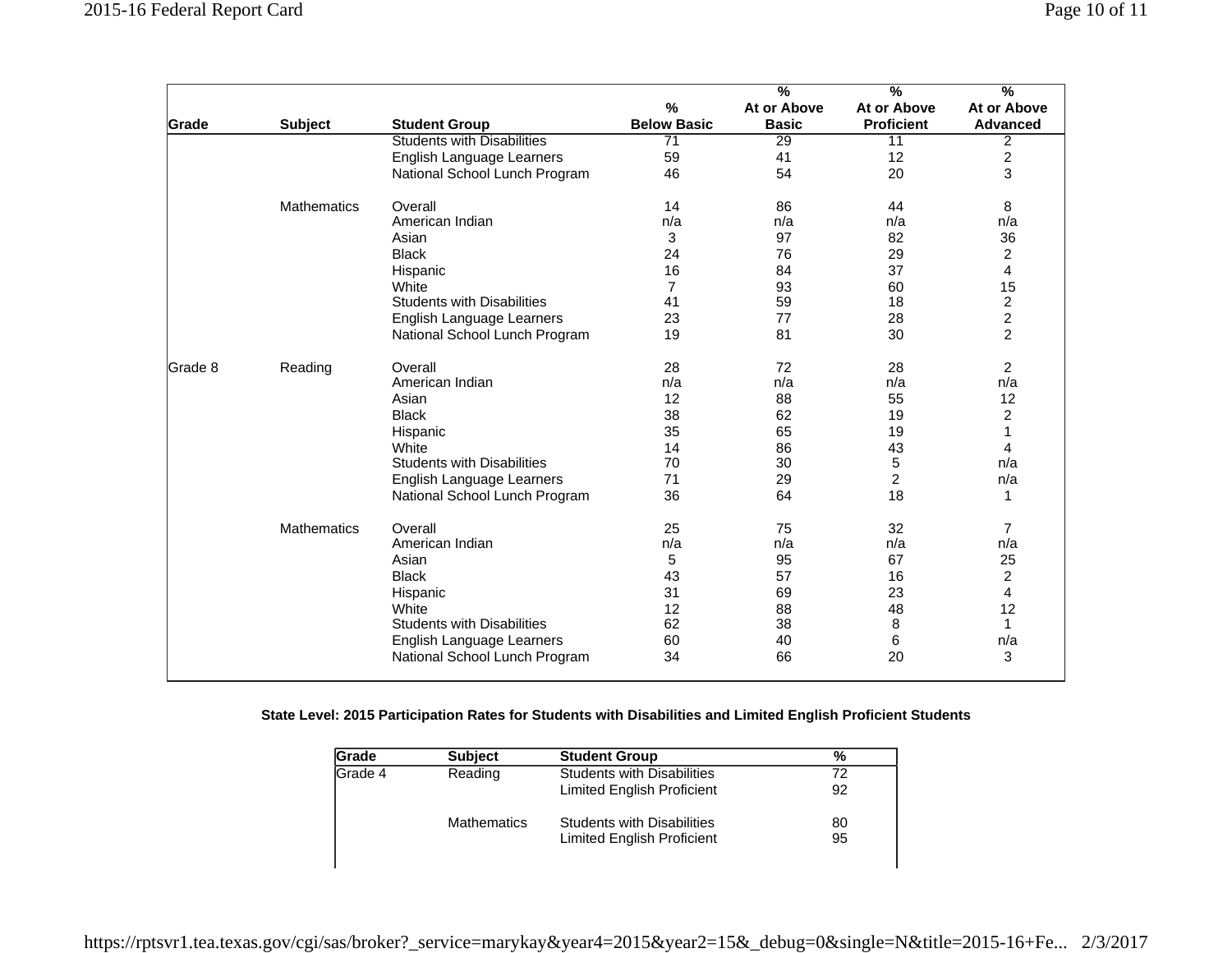| Grade | Subject | Student Group | % Below Basic | % At or Above Basic | % At or Above Proficient | % At or Above Advanced |
|---|---|---|---|---|---|---|
| | | Students with Disabilities | 71 | 29 | 11 | 2 |
| | | English Language Learners | 59 | 41 | 12 | 2 |
| | | National School Lunch Program | 46 | 54 | 20 | 3 |
| | Mathematics | Overall | 14 | 86 | 44 | 8 |
| | | American Indian | n/a | n/a | n/a | n/a |
| | | Asian | 3 | 97 | 82 | 36 |
| | | Black | 24 | 76 | 29 | 2 |
| | | Hispanic | 16 | 84 | 37 | 4 |
| | | White | 7 | 93 | 60 | 15 |
| | | Students with Disabilities | 41 | 59 | 18 | 2 |
| | | English Language Learners | 23 | 77 | 28 | 2 |
| | | National School Lunch Program | 19 | 81 | 30 | 2 |
| Grade 8 | Reading | Overall | 28 | 72 | 28 | 2 |
| | | American Indian | n/a | n/a | n/a | n/a |
| | | Asian | 12 | 88 | 55 | 12 |
| | | Black | 38 | 62 | 19 | 2 |
| | | Hispanic | 35 | 65 | 19 | 1 |
| | | White | 14 | 86 | 43 | 4 |
| | | Students with Disabilities | 70 | 30 | 5 | n/a |
| | | English Language Learners | 71 | 29 | 2 | n/a |
| | | National School Lunch Program | 36 | 64 | 18 | 1 |
| | Mathematics | Overall | 25 | 75 | 32 | 7 |
| | | American Indian | n/a | n/a | n/a | n/a |
| | | Asian | 5 | 95 | 67 | 25 |
| | | Black | 43 | 57 | 16 | 2 |
| | | Hispanic | 31 | 69 | 23 | 4 |
| | | White | 12 | 88 | 48 | 12 |
| | | Students with Disabilities | 62 | 38 | 8 | 1 |
| | | English Language Learners | 60 | 40 | 6 | n/a |
| | | National School Lunch Program | 34 | 66 | 20 | 3 |

**State Level: 2015 Participation Rates for Students with Disabilities and Limited English Proficient Students**

| Grade | Subject | Student Group | % |
|---|---|---|---|
| Grade 4 | Reading | Students with Disabilities | 72 |
| | | Limited English Proficient | 92 |
| | Mathematics | Students with Disabilities | 80 |
| | | Limited English Proficient | 95 |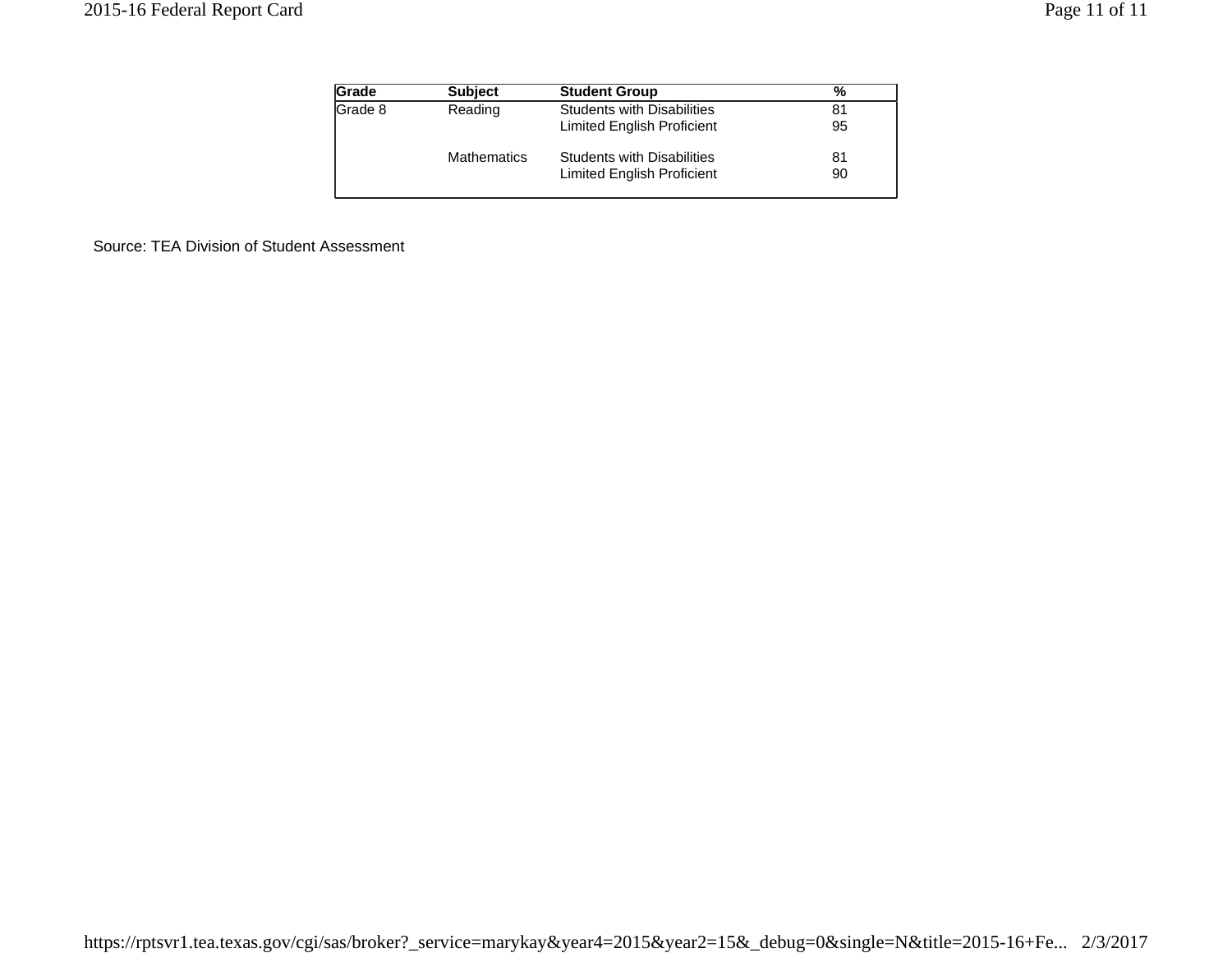| Grade | Subject | Student Group | % |
|---|---|---|---|
| Grade 8 | Reading | Students with Disabilities | 81 |
| | | Limited English Proficient | 95 |
| | Mathematics | Students with Disabilities | 81 |
| | | Limited English Proficient | 90 |

Source: TEA Division of Student Assessment